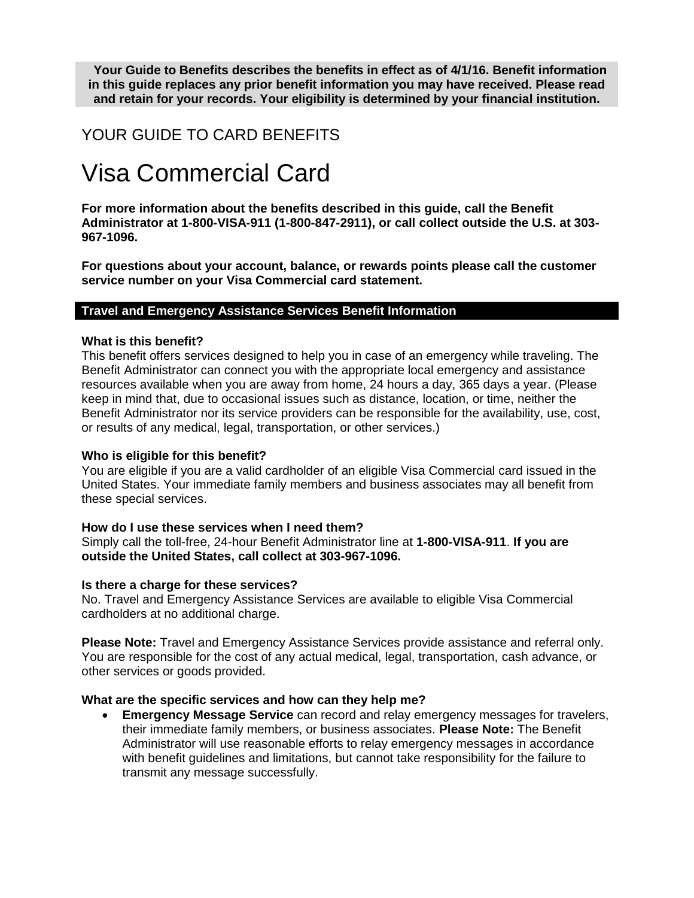**Your Guide to Benefits describes the benefits in effect as of 4/1/16. Benefit information in this guide replaces any prior benefit information you may have received. Please read and retain for your records. Your eligibility is determined by your financial institution.**

## YOUR GUIDE TO CARD BENEFITS

# Visa Commercial Card

**For more information about the benefits described in this guide, call the Benefit Administrator at 1-800-VISA-911 (1-800-847-2911), or call collect outside the U.S. at 303-967-1096.**

**For questions about your account, balance, or rewards points please call the customer service number on your Visa Commercial card statement.**

## Travel and Emergency Assistance Services Benefit Information

**What is this benefit?**
This benefit offers services designed to help you in case of an emergency while traveling. The Benefit Administrator can connect you with the appropriate local emergency and assistance resources available when you are away from home, 24 hours a day, 365 days a year. (Please keep in mind that, due to occasional issues such as distance, location, or time, neither the Benefit Administrator nor its service providers can be responsible for the availability, use, cost, or results of any medical, legal, transportation, or other services.)

**Who is eligible for this benefit?**
You are eligible if you are a valid cardholder of an eligible Visa Commercial card issued in the United States. Your immediate family members and business associates may all benefit from these special services.

**How do I use these services when I need them?**
Simply call the toll-free, 24-hour Benefit Administrator line at **1-800-VISA-911**. **If you are outside the United States, call collect at 303-967-1096.**

**Is there a charge for these services?**
No. Travel and Emergency Assistance Services are available to eligible Visa Commercial cardholders at no additional charge.

**Please Note:** Travel and Emergency Assistance Services provide assistance and referral only. You are responsible for the cost of any actual medical, legal, transportation, cash advance, or other services or goods provided.

**What are the specific services and how can they help me?**

- **Emergency Message Service** can record and relay emergency messages for travelers, their immediate family members, or business associates. **Please Note:** The Benefit Administrator will use reasonable efforts to relay emergency messages in accordance with benefit guidelines and limitations, but cannot take responsibility for the failure to transmit any message successfully.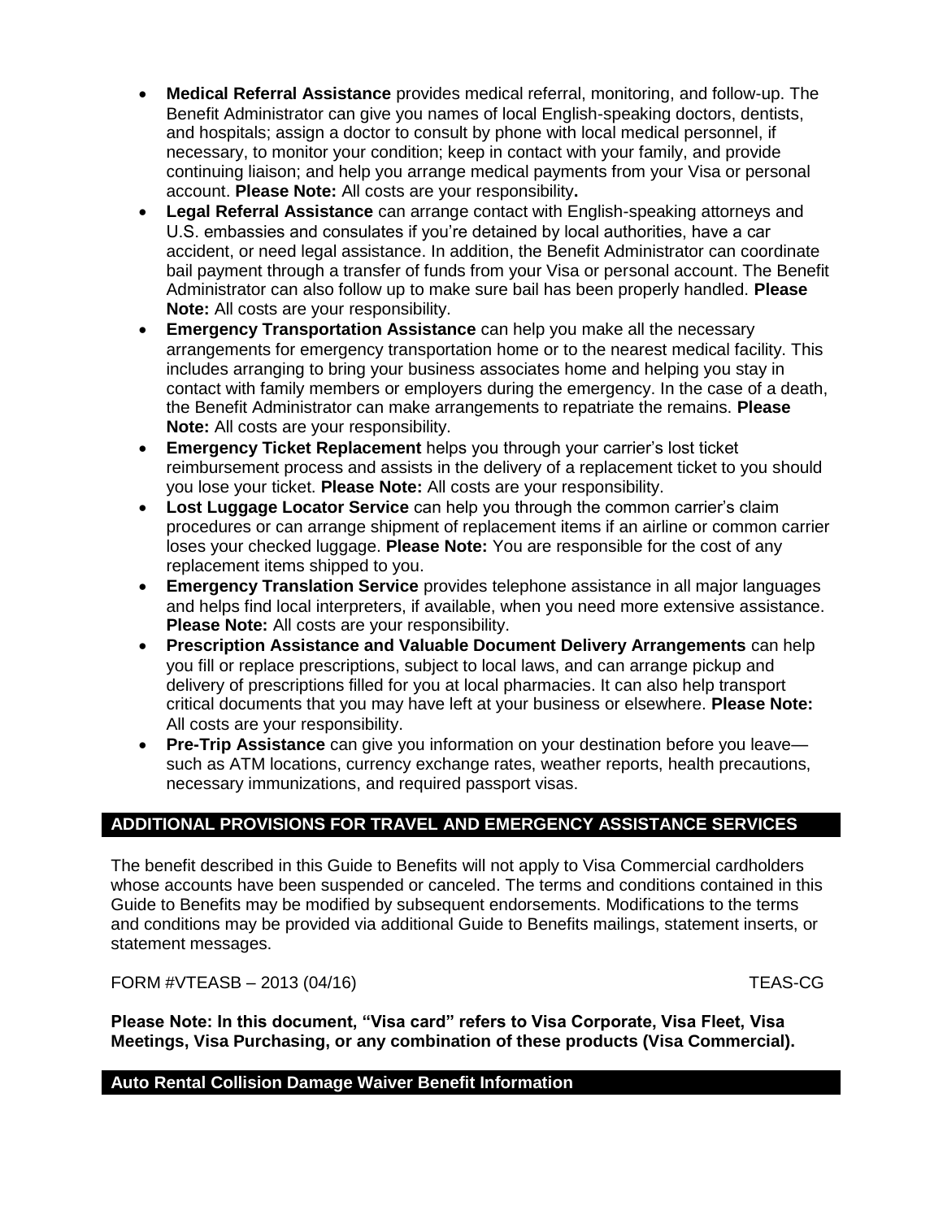- **Medical Referral Assistance** provides medical referral, monitoring, and follow-up. The Benefit Administrator can give you names of local English-speaking doctors, dentists, and hospitals; assign a doctor to consult by phone with local medical personnel, if necessary, to monitor your condition; keep in contact with your family, and provide continuing liaison; and help you arrange medical payments from your Visa or personal account. **Please Note:** All costs are your responsibility**.**
- **Legal Referral Assistance** can arrange contact with English-speaking attorneys and U.S. embassies and consulates if you're detained by local authorities, have a car accident, or need legal assistance. In addition, the Benefit Administrator can coordinate bail payment through a transfer of funds from your Visa or personal account. The Benefit Administrator can also follow up to make sure bail has been properly handled. **Please Note:** All costs are your responsibility.
- **Emergency Transportation Assistance** can help you make all the necessary arrangements for emergency transportation home or to the nearest medical facility. This includes arranging to bring your business associates home and helping you stay in contact with family members or employers during the emergency. In the case of a death, the Benefit Administrator can make arrangements to repatriate the remains. **Please Note:** All costs are your responsibility.
- **Emergency Ticket Replacement** helps you through your carrier's lost ticket reimbursement process and assists in the delivery of a replacement ticket to you should you lose your ticket. **Please Note:** All costs are your responsibility.
- **Lost Luggage Locator Service** can help you through the common carrier's claim procedures or can arrange shipment of replacement items if an airline or common carrier loses your checked luggage. **Please Note:** You are responsible for the cost of any replacement items shipped to you.
- **Emergency Translation Service** provides telephone assistance in all major languages and helps find local interpreters, if available, when you need more extensive assistance. **Please Note:** All costs are your responsibility.
- **Prescription Assistance and Valuable Document Delivery Arrangements** can help you fill or replace prescriptions, subject to local laws, and can arrange pickup and delivery of prescriptions filled for you at local pharmacies. It can also help transport critical documents that you may have left at your business or elsewhere. **Please Note:** All costs are your responsibility.
- **Pre-Trip Assistance** can give you information on your destination before you leave—such as ATM locations, currency exchange rates, weather reports, health precautions, necessary immunizations, and required passport visas.

## ADDITIONAL PROVISIONS FOR TRAVEL AND EMERGENCY ASSISTANCE SERVICES

The benefit described in this Guide to Benefits will not apply to Visa Commercial cardholders whose accounts have been suspended or canceled. The terms and conditions contained in this Guide to Benefits may be modified by subsequent endorsements. Modifications to the terms and conditions may be provided via additional Guide to Benefits mailings, statement inserts, or statement messages.

FORM #VTEASB – 2013 (04/16) TEAS-CG

**Please Note: In this document, "Visa card" refers to Visa Corporate, Visa Fleet, Visa Meetings, Visa Purchasing, or any combination of these products (Visa Commercial).**

## Auto Rental Collision Damage Waiver Benefit Information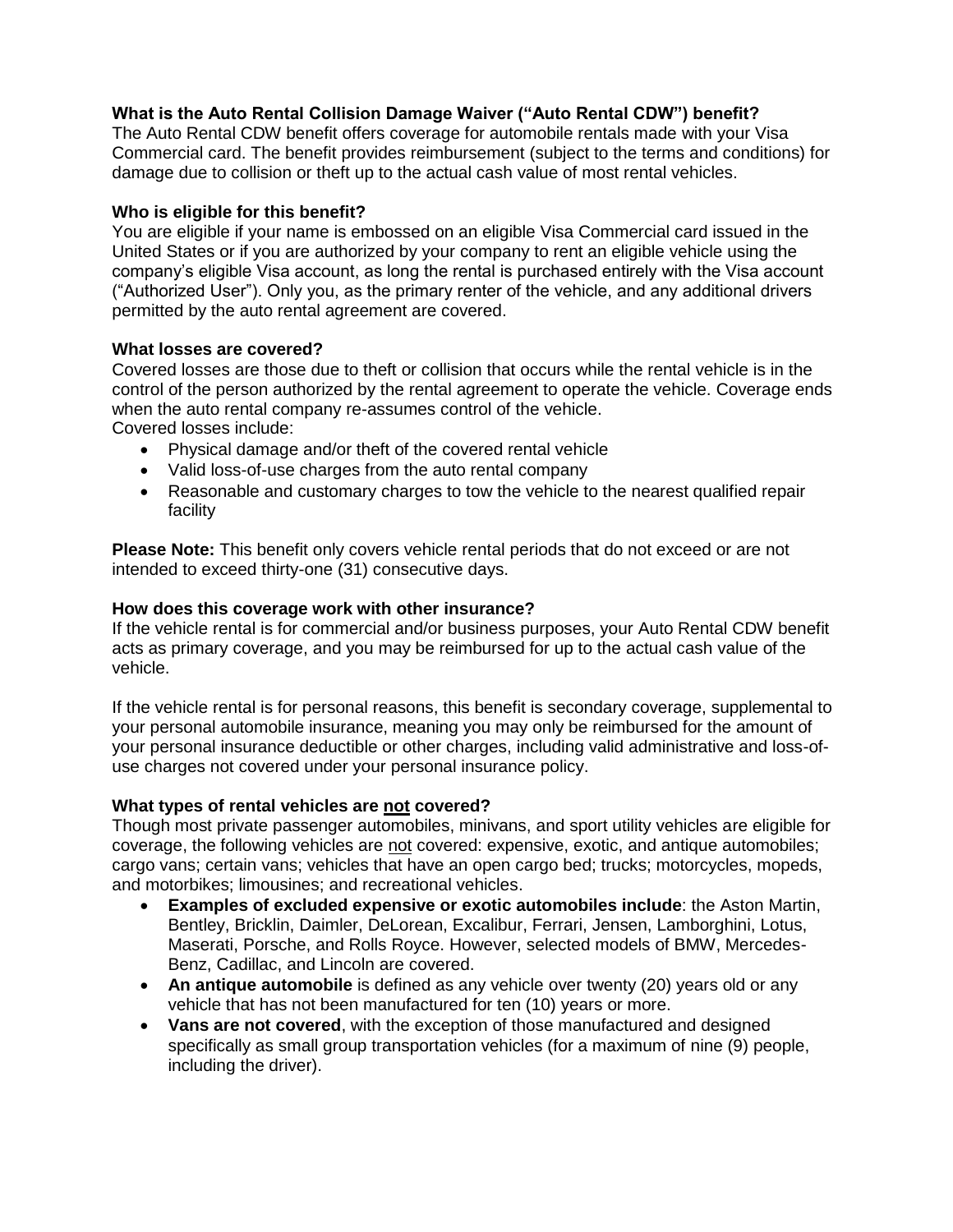**What is the Auto Rental Collision Damage Waiver ("Auto Rental CDW") benefit?**
The Auto Rental CDW benefit offers coverage for automobile rentals made with your Visa Commercial card. The benefit provides reimbursement (subject to the terms and conditions) for damage due to collision or theft up to the actual cash value of most rental vehicles.

**Who is eligible for this benefit?**
You are eligible if your name is embossed on an eligible Visa Commercial card issued in the United States or if you are authorized by your company to rent an eligible vehicle using the company's eligible Visa account, as long the rental is purchased entirely with the Visa account ("Authorized User"). Only you, as the primary renter of the vehicle, and any additional drivers permitted by the auto rental agreement are covered.

**What losses are covered?**
Covered losses are those due to theft or collision that occurs while the rental vehicle is in the control of the person authorized by the rental agreement to operate the vehicle. Coverage ends when the auto rental company re-assumes control of the vehicle.
Covered losses include:

- Physical damage and/or theft of the covered rental vehicle
- Valid loss-of-use charges from the auto rental company
- Reasonable and customary charges to tow the vehicle to the nearest qualified repair facility

**Please Note:** This benefit only covers vehicle rental periods that do not exceed or are not intended to exceed thirty-one (31) consecutive days.

**How does this coverage work with other insurance?**
If the vehicle rental is for commercial and/or business purposes, your Auto Rental CDW benefit acts as primary coverage, and you may be reimbursed for up to the actual cash value of the vehicle.

If the vehicle rental is for personal reasons, this benefit is secondary coverage, supplemental to your personal automobile insurance, meaning you may only be reimbursed for the amount of your personal insurance deductible or other charges, including valid administrative and loss-of-use charges not covered under your personal insurance policy.

**What types of rental vehicles are <u>not</u> covered?**
Though most private passenger automobiles, minivans, and sport utility vehicles are eligible for coverage, the following vehicles are <u>not</u> covered: expensive, exotic, and antique automobiles; cargo vans; certain vans; vehicles that have an open cargo bed; trucks; motorcycles, mopeds, and motorbikes; limousines; and recreational vehicles.

- **Examples of excluded expensive or exotic automobiles include**: the Aston Martin, Bentley, Bricklin, Daimler, DeLorean, Excalibur, Ferrari, Jensen, Lamborghini, Lotus, Maserati, Porsche, and Rolls Royce. However, selected models of BMW, Mercedes-Benz, Cadillac, and Lincoln are covered.
- **An antique automobile** is defined as any vehicle over twenty (20) years old or any vehicle that has not been manufactured for ten (10) years or more.
- **Vans are not covered**, with the exception of those manufactured and designed specifically as small group transportation vehicles (for a maximum of nine (9) people, including the driver).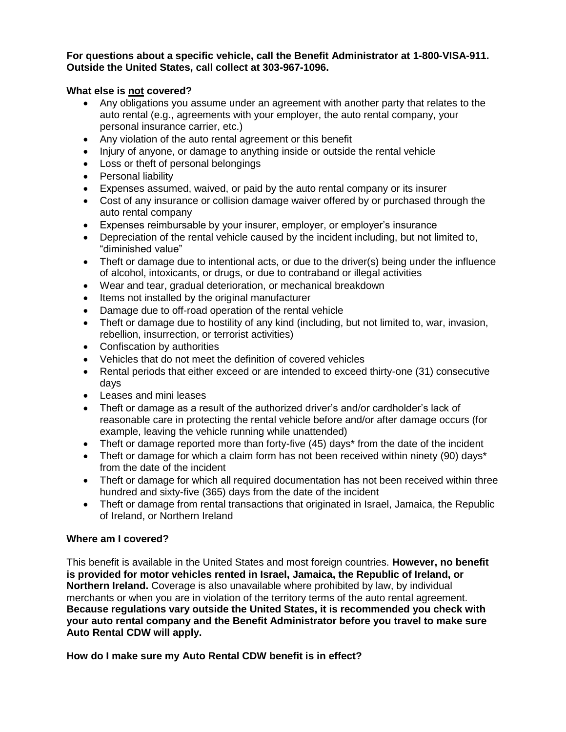**For questions about a specific vehicle, call the Benefit Administrator at 1-800-VISA-911. Outside the United States, call collect at 303-967-1096.**

**What else is <u>not</u> covered?**

- Any obligations you assume under an agreement with another party that relates to the auto rental (e.g., agreements with your employer, the auto rental company, your personal insurance carrier, etc.)
- Any violation of the auto rental agreement or this benefit
- Injury of anyone, or damage to anything inside or outside the rental vehicle
- Loss or theft of personal belongings
- Personal liability
- Expenses assumed, waived, or paid by the auto rental company or its insurer
- Cost of any insurance or collision damage waiver offered by or purchased through the auto rental company
- Expenses reimbursable by your insurer, employer, or employer's insurance
- Depreciation of the rental vehicle caused by the incident including, but not limited to, "diminished value"
- Theft or damage due to intentional acts, or due to the driver(s) being under the influence of alcohol, intoxicants, or drugs, or due to contraband or illegal activities
- Wear and tear, gradual deterioration, or mechanical breakdown
- Items not installed by the original manufacturer
- Damage due to off-road operation of the rental vehicle
- Theft or damage due to hostility of any kind (including, but not limited to, war, invasion, rebellion, insurrection, or terrorist activities)
- Confiscation by authorities
- Vehicles that do not meet the definition of covered vehicles
- Rental periods that either exceed or are intended to exceed thirty-one (31) consecutive days
- Leases and mini leases
- Theft or damage as a result of the authorized driver's and/or cardholder's lack of reasonable care in protecting the rental vehicle before and/or after damage occurs (for example, leaving the vehicle running while unattended)
- Theft or damage reported more than forty-five (45) days* from the date of the incident
- Theft or damage for which a claim form has not been received within ninety (90) days* from the date of the incident
- Theft or damage for which all required documentation has not been received within three hundred and sixty-five (365) days from the date of the incident
- Theft or damage from rental transactions that originated in Israel, Jamaica, the Republic of Ireland, or Northern Ireland

**Where am I covered?**

This benefit is available in the United States and most foreign countries. **However, no benefit is provided for motor vehicles rented in Israel, Jamaica, the Republic of Ireland, or Northern Ireland.** Coverage is also unavailable where prohibited by law, by individual merchants or when you are in violation of the territory terms of the auto rental agreement. **Because regulations vary outside the United States, it is recommended you check with your auto rental company and the Benefit Administrator before you travel to make sure Auto Rental CDW will apply.**

**How do I make sure my Auto Rental CDW benefit is in effect?**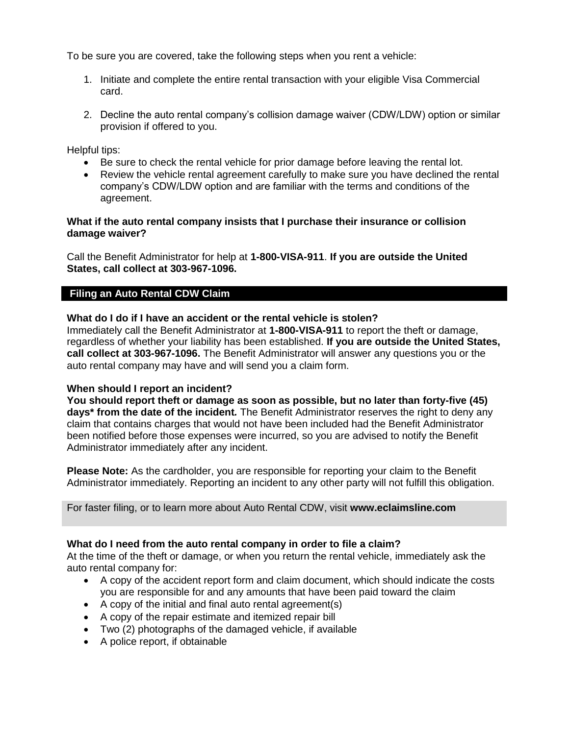To be sure you are covered, take the following steps when you rent a vehicle:

1. Initiate and complete the entire rental transaction with your eligible Visa Commercial card.

2. Decline the auto rental company's collision damage waiver (CDW/LDW) option or similar provision if offered to you.

Helpful tips:

- Be sure to check the rental vehicle for prior damage before leaving the rental lot.
- Review the vehicle rental agreement carefully to make sure you have declined the rental company's CDW/LDW option and are familiar with the terms and conditions of the agreement.

**What if the auto rental company insists that I purchase their insurance or collision damage waiver?**

Call the Benefit Administrator for help at **1-800-VISA-911**. **If you are outside the United States, call collect at 303-967-1096.**

## Filing an Auto Rental CDW Claim

**What do I do if I have an accident or the rental vehicle is stolen?**
Immediately call the Benefit Administrator at **1-800-VISA-911** to report the theft or damage, regardless of whether your liability has been established. **If you are outside the United States, call collect at 303-967-1096.** The Benefit Administrator will answer any questions you or the auto rental company may have and will send you a claim form.

**When should I report an incident?**
**You should report theft or damage as soon as possible, but no later than forty-five (45) days* from the date of the incident.** The Benefit Administrator reserves the right to deny any claim that contains charges that would not have been included had the Benefit Administrator been notified before those expenses were incurred, so you are advised to notify the Benefit Administrator immediately after any incident.

**Please Note:** As the cardholder, you are responsible for reporting your claim to the Benefit Administrator immediately. Reporting an incident to any other party will not fulfill this obligation.

For faster filing, or to learn more about Auto Rental CDW, visit **www.eclaimsline.com**

**What do I need from the auto rental company in order to file a claim?**
At the time of the theft or damage, or when you return the rental vehicle, immediately ask the auto rental company for:

- A copy of the accident report form and claim document, which should indicate the costs you are responsible for and any amounts that have been paid toward the claim
- A copy of the initial and final auto rental agreement(s)
- A copy of the repair estimate and itemized repair bill
- Two (2) photographs of the damaged vehicle, if available
- A police report, if obtainable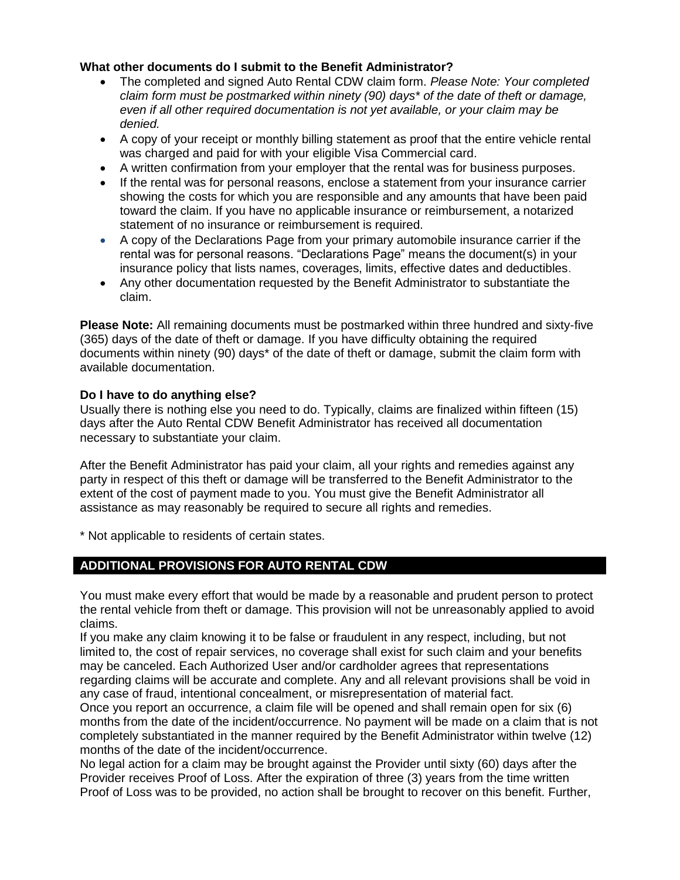**What other documents do I submit to the Benefit Administrator?**

- The completed and signed Auto Rental CDW claim form. *Please Note: Your completed claim form must be postmarked within ninety (90) days* of the date of theft or damage, even if all other required documentation is not yet available, or your claim may be denied.*
- A copy of your receipt or monthly billing statement as proof that the entire vehicle rental was charged and paid for with your eligible Visa Commercial card.
- A written confirmation from your employer that the rental was for business purposes.
- If the rental was for personal reasons, enclose a statement from your insurance carrier showing the costs for which you are responsible and any amounts that have been paid toward the claim. If you have no applicable insurance or reimbursement, a notarized statement of no insurance or reimbursement is required.
- A copy of the Declarations Page from your primary automobile insurance carrier if the rental was for personal reasons. "Declarations Page" means the document(s) in your insurance policy that lists names, coverages, limits, effective dates and deductibles.
- Any other documentation requested by the Benefit Administrator to substantiate the claim.

**Please Note:** All remaining documents must be postmarked within three hundred and sixty-five (365) days of the date of theft or damage. If you have difficulty obtaining the required documents within ninety (90) days* of the date of theft or damage, submit the claim form with available documentation.

**Do I have to do anything else?**

Usually there is nothing else you need to do. Typically, claims are finalized within fifteen (15) days after the Auto Rental CDW Benefit Administrator has received all documentation necessary to substantiate your claim.

After the Benefit Administrator has paid your claim, all your rights and remedies against any party in respect of this theft or damage will be transferred to the Benefit Administrator to the extent of the cost of payment made to you. You must give the Benefit Administrator all assistance as may reasonably be required to secure all rights and remedies.

* Not applicable to residents of certain states.

## ADDITIONAL PROVISIONS FOR AUTO RENTAL CDW

You must make every effort that would be made by a reasonable and prudent person to protect the rental vehicle from theft or damage. This provision will not be unreasonably applied to avoid claims.

If you make any claim knowing it to be false or fraudulent in any respect, including, but not limited to, the cost of repair services, no coverage shall exist for such claim and your benefits may be canceled. Each Authorized User and/or cardholder agrees that representations regarding claims will be accurate and complete. Any and all relevant provisions shall be void in any case of fraud, intentional concealment, or misrepresentation of material fact.

Once you report an occurrence, a claim file will be opened and shall remain open for six (6) months from the date of the incident/occurrence. No payment will be made on a claim that is not completely substantiated in the manner required by the Benefit Administrator within twelve (12) months of the date of the incident/occurrence.

No legal action for a claim may be brought against the Provider until sixty (60) days after the Provider receives Proof of Loss. After the expiration of three (3) years from the time written Proof of Loss was to be provided, no action shall be brought to recover on this benefit. Further,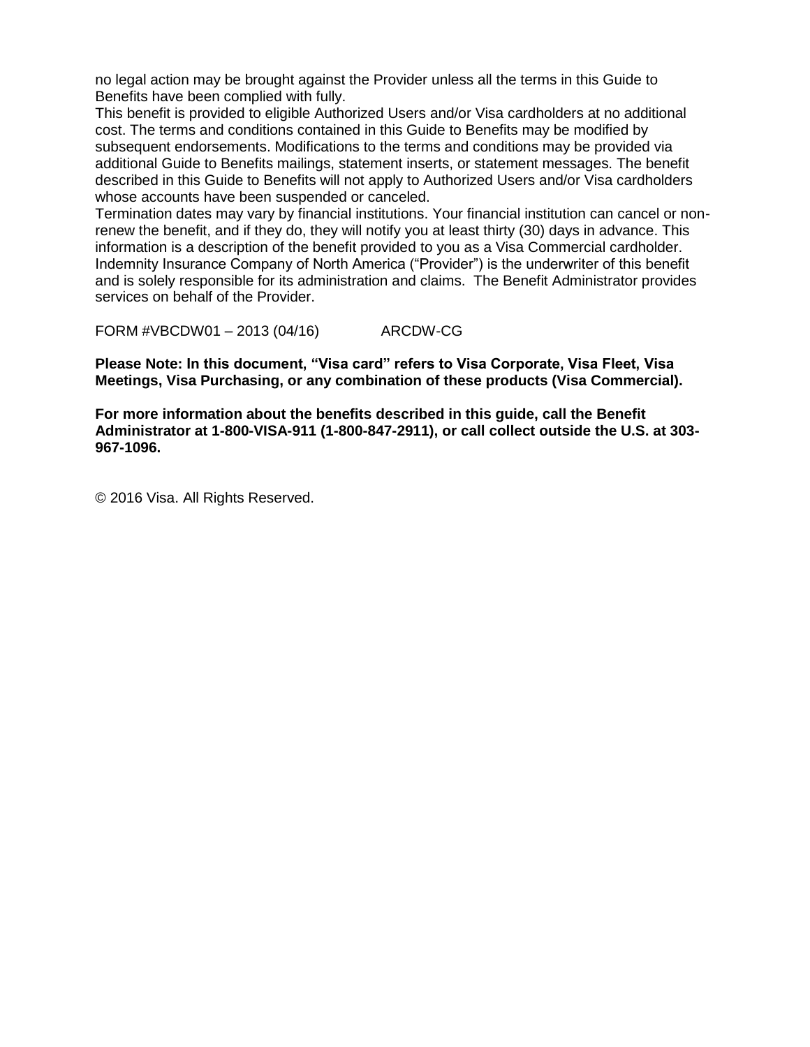no legal action may be brought against the Provider unless all the terms in this Guide to Benefits have been complied with fully.

This benefit is provided to eligible Authorized Users and/or Visa cardholders at no additional cost. The terms and conditions contained in this Guide to Benefits may be modified by subsequent endorsements. Modifications to the terms and conditions may be provided via additional Guide to Benefits mailings, statement inserts, or statement messages. The benefit described in this Guide to Benefits will not apply to Authorized Users and/or Visa cardholders whose accounts have been suspended or canceled.

Termination dates may vary by financial institutions. Your financial institution can cancel or non-renew the benefit, and if they do, they will notify you at least thirty (30) days in advance. This information is a description of the benefit provided to you as a Visa Commercial cardholder. Indemnity Insurance Company of North America ("Provider") is the underwriter of this benefit and is solely responsible for its administration and claims. The Benefit Administrator provides services on behalf of the Provider.

FORM #VBCDW01 – 2013 (04/16)      ARCDW-CG

**Please Note: In this document, "Visa card" refers to Visa Corporate, Visa Fleet, Visa Meetings, Visa Purchasing, or any combination of these products (Visa Commercial).**

**For more information about the benefits described in this guide, call the Benefit Administrator at 1-800-VISA-911 (1-800-847-2911), or call collect outside the U.S. at 303-967-1096.**

© 2016 Visa. All Rights Reserved.